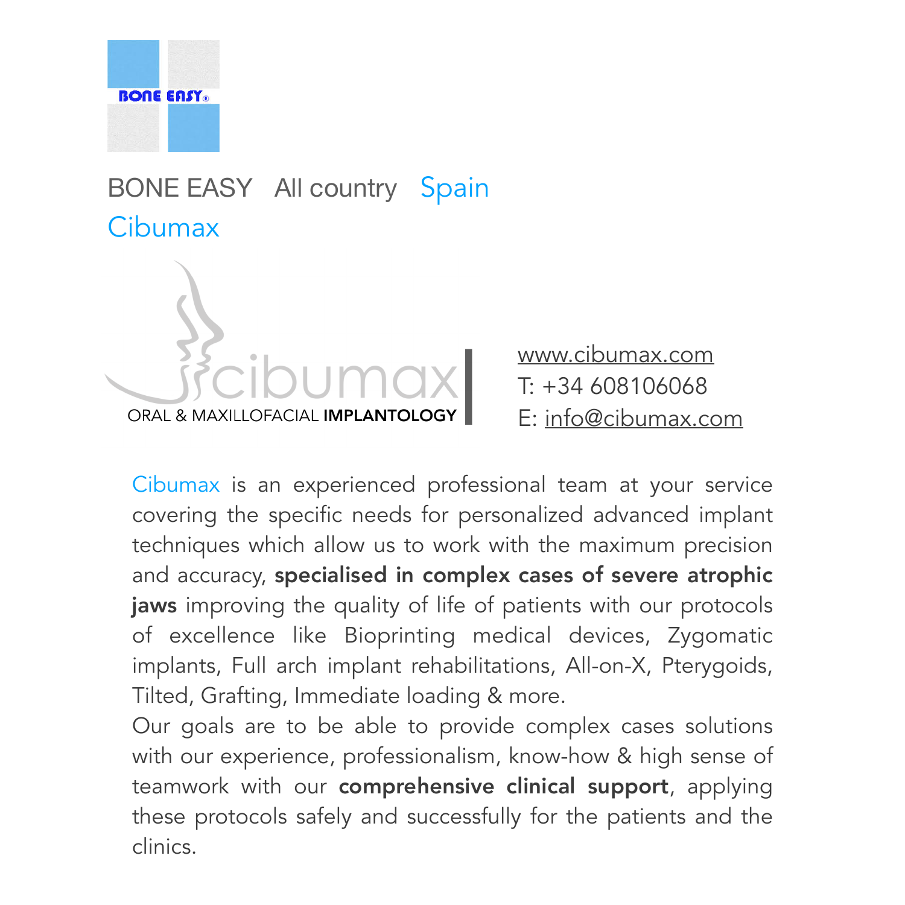BONE EASY®

BONE EASY All country Spain

Cibumax

cibumax

ORAL & MAXILLOFACIAL **IMPLANTOLOGY**

www.cibumax.com
T: +34 608106068
E: info@cibumax.com

Cibumax is an experienced professional team at your service covering the specific needs for personalized advanced implant techniques which allow us to work with the maximum precision and accuracy, **specialised in complex cases of severe atrophic jaws** improving the quality of life of patients with our protocols of excellence like Bioprinting medical devices, Zygomatic implants, Full arch implant rehabilitations, All-on-X, Pterygoids, Tilted, Grafting, Immediate loading & more.

Our goals are to be able to provide complex cases solutions with our experience, professionalism, know-how & high sense of teamwork with our **comprehensive clinical support**, applying these protocols safely and successfully for the patients and the clinics.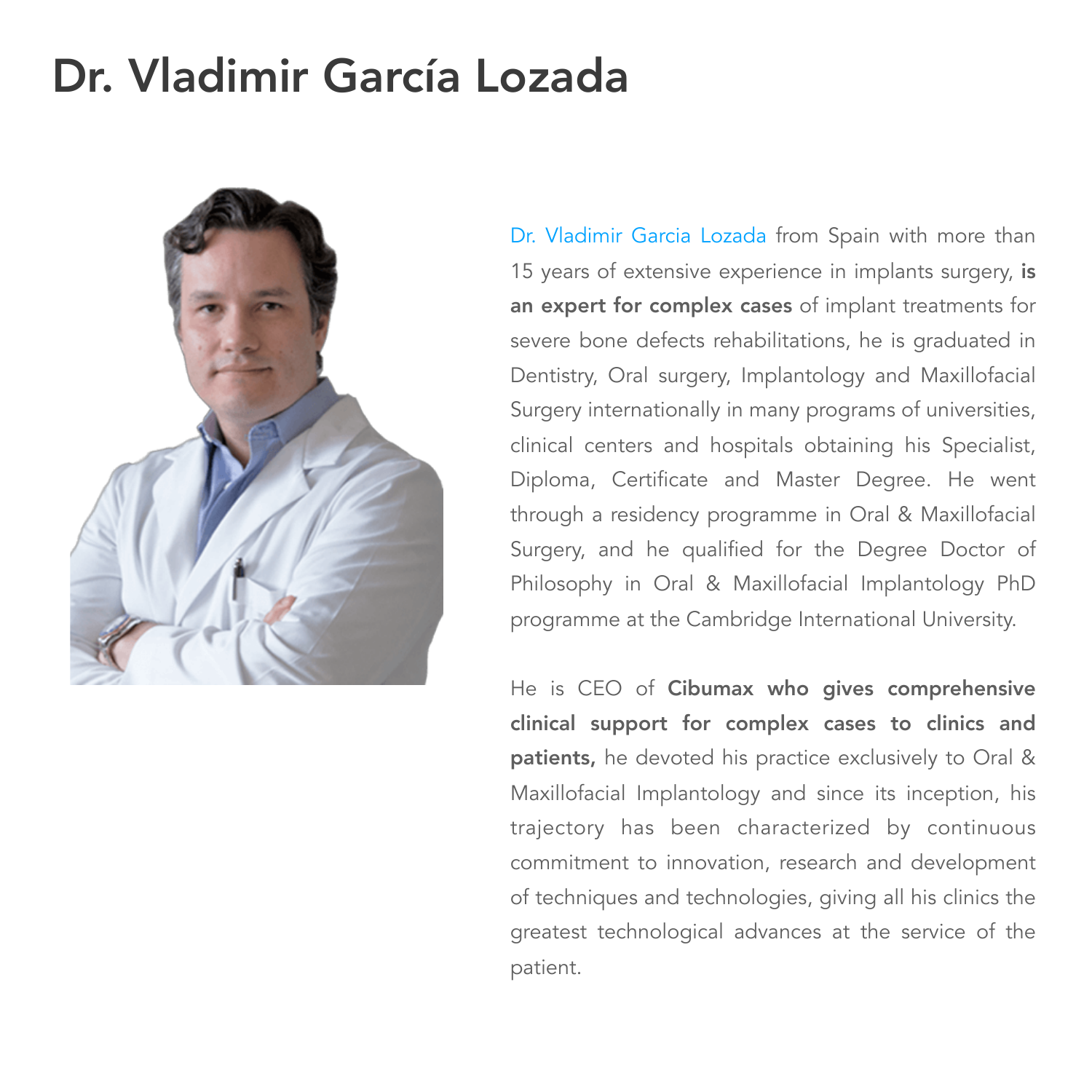# Dr. Vladimir García Lozada

Dr. Vladimir Garcia Lozada from Spain with more than 15 years of extensive experience in implants surgery, **is an expert for complex cases** of implant treatments for severe bone defects rehabilitations, he is graduated in Dentistry, Oral surgery, Implantology and Maxillofacial Surgery internationally in many programs of universities, clinical centers and hospitals obtaining his Specialist, Diploma, Certificate and Master Degree. He went through a residency programme in Oral & Maxillofacial Surgery, and he qualified for the Degree Doctor of Philosophy in Oral & Maxillofacial Implantology PhD programme at the Cambridge International University.

He is CEO of **Cibumax who gives comprehensive clinical support for complex cases to clinics and patients,** he devoted his practice exclusively to Oral & Maxillofacial Implantology and since its inception, his trajectory has been characterized by continuous commitment to innovation, research and development of techniques and technologies, giving all his clinics the greatest technological advances at the service of the patient.